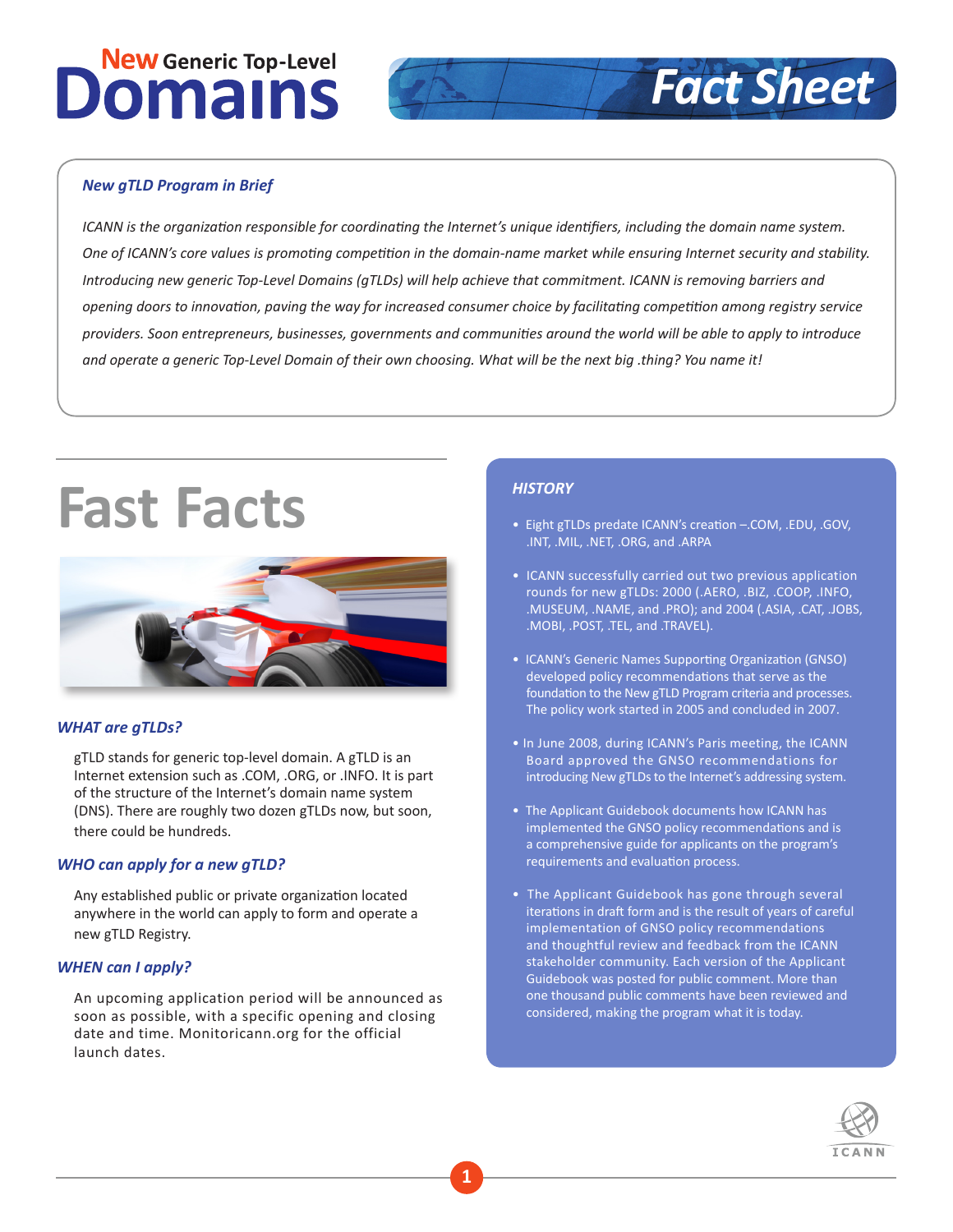# New Generic Top-Level Domains

## Fact Sheet

### *New gTLD Program in Brief*

*ICANN is the organization responsible for coordinating the Internet's unique identifiers, including the domain name system. One of ICANN's core values is promoting competition in the domain-name market while ensuring Internet security and stability. Introducing new generic Top-Level Domains (gTLDs) will help achieve that commitment. ICANN is removing barriers and opening doors to innovation, paving the way for increased consumer choice by facilitating competition among registry service providers. Soon entrepreneurs, businesses, governments and communities around the world will be able to apply to introduce and operate a generic Top-Level Domain of their own choosing. What will be the next big .thing? You name it!*

# Fast Facts

### *WHAT are gTLDs?*

gTLD stands for generic top-level domain. A gTLD is an Internet extension such as .COM, .ORG, or .INFO. It is part of the structure of the Internet's domain name system (DNS). There are roughly two dozen gTLDs now, but soon, there could be hundreds.

### *WHO can apply for a new gTLD?*

Any established public or private organization located anywhere in the world can apply to form and operate a new gTLD Registry.

### *WHEN can I apply?*

An upcoming application period will be announced as soon as possible, with a specific opening and closing date and time. Monitoricann.org for the official launch dates.

### *HISTORY*

- Eight gTLDs predate ICANN's creation –.COM, .EDU, .GOV, .INT, .MIL, .NET, .ORG, and .ARPA
- ICANN successfully carried out two previous application rounds for new gTLDs: 2000 (.AERO, .BIZ, .COOP, .INFO, .MUSEUM, .NAME, and .PRO); and 2004 (.ASIA, .CAT, .JOBS, .MOBI, .POST, .TEL, and .TRAVEL).
- ICANN's Generic Names Supporting Organization (GNSO) developed policy recommendations that serve as the foundation to the New gTLD Program criteria and processes. The policy work started in 2005 and concluded in 2007.
- In June 2008, during ICANN's Paris meeting, the ICANN Board approved the GNSO recommendations for introducing New gTLDs to the Internet's addressing system.
- The Applicant Guidebook documents how ICANN has implemented the GNSO policy recommendations and is a comprehensive guide for applicants on the program's requirements and evaluation process.
- The Applicant Guidebook has gone through several iterations in draft form and is the result of years of careful implementation of GNSO policy recommendations and thoughtful review and feedback from the ICANN stakeholder community. Each version of the Applicant Guidebook was posted for public comment. More than one thousand public comments have been reviewed and considered, making the program what it is today.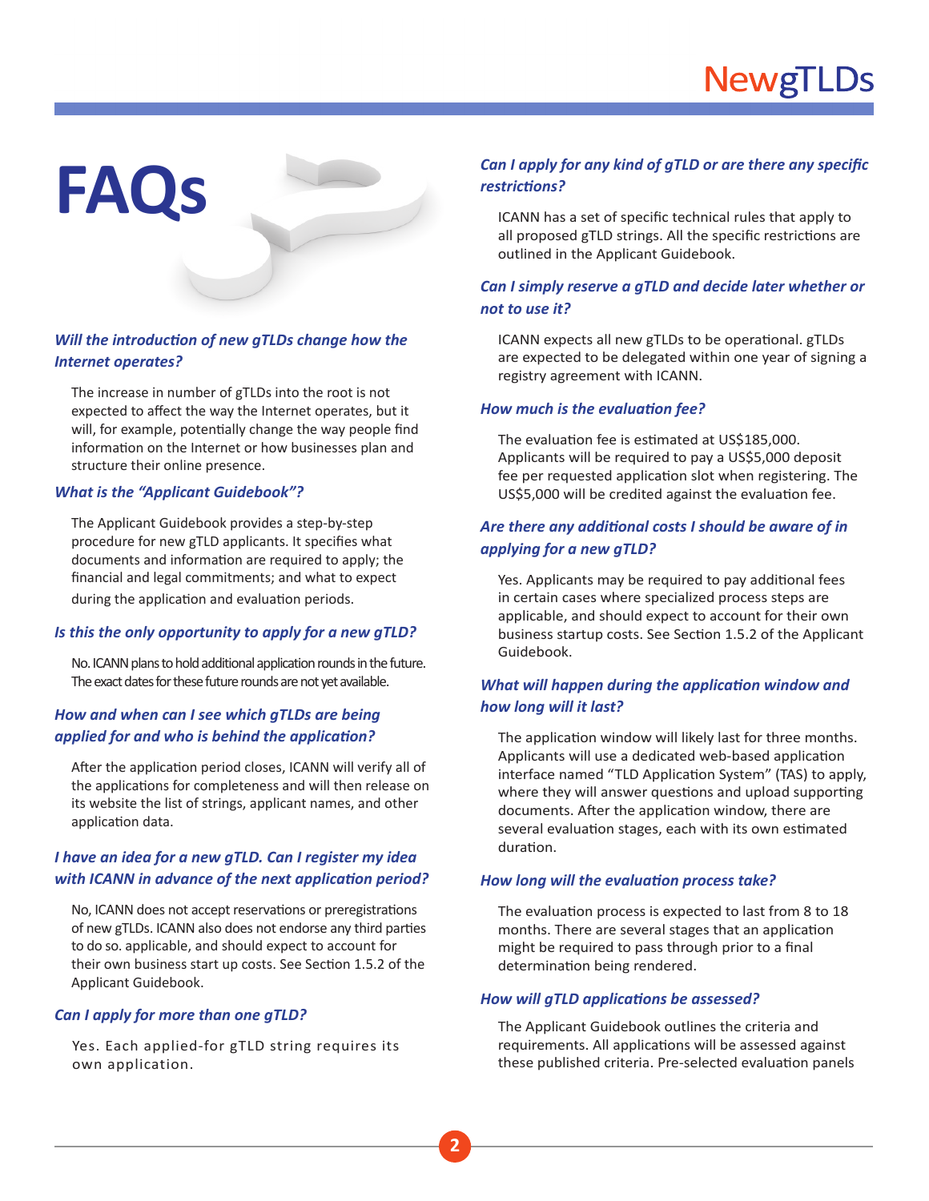# FAQs

### *Will the introduction of new gTLDs change how the Internet operates?*

The increase in number of gTLDs into the root is not expected to affect the way the Internet operates, but it will, for example, potentially change the way people find information on the Internet or how businesses plan and structure their online presence.

### *What is the "Applicant Guidebook"?*

The Applicant Guidebook provides a step-by-step procedure for new gTLD applicants. It specifies what documents and information are required to apply; the financial and legal commitments; and what to expect during the application and evaluation periods.

### *Is this the only opportunity to apply for a new gTLD?*

No. ICANN plans to hold additional application rounds in the future. The exact dates for these future rounds are not yet available.

### *How and when can I see which gTLDs are being applied for and who is behind the application?*

After the application period closes, ICANN will verify all of the applications for completeness and will then release on its website the list of strings, applicant names, and other application data.

### *I have an idea for a new gTLD. Can I register my idea with ICANN in advance of the next application period?*

No, ICANN does not accept reservations or preregistrations of new gTLDs. ICANN also does not endorse any third parties to do so. applicable, and should expect to account for their own business start up costs. See Section 1.5.2 of the Applicant Guidebook.

### *Can I apply for more than one gTLD?*

Yes. Each applied-for gTLD string requires its own application.

### *Can I apply for any kind of gTLD or are there any specific restrictions?*

ICANN has a set of specific technical rules that apply to all proposed gTLD strings. All the specific restrictions are outlined in the Applicant Guidebook.

### *Can I simply reserve a gTLD and decide later whether or not to use it?*

ICANN expects all new gTLDs to be operational. gTLDs are expected to be delegated within one year of signing a registry agreement with ICANN.

### *How much is the evaluation fee?*

The evaluation fee is estimated at US$185,000. Applicants will be required to pay a US$5,000 deposit fee per requested application slot when registering. The US$5,000 will be credited against the evaluation fee.

### *Are there any additional costs I should be aware of in applying for a new gTLD?*

Yes. Applicants may be required to pay additional fees in certain cases where specialized process steps are applicable, and should expect to account for their own business startup costs. See Section 1.5.2 of the Applicant Guidebook.

### *What will happen during the application window and how long will it last?*

The application window will likely last for three months. Applicants will use a dedicated web-based application interface named "TLD Application System" (TAS) to apply, where they will answer questions and upload supporting documents. After the application window, there are several evaluation stages, each with its own estimated duration.

### *How long will the evaluation process take?*

The evaluation process is expected to last from 8 to 18 months. There are several stages that an application might be required to pass through prior to a final determination being rendered.

### *How will gTLD applications be assessed?*

The Applicant Guidebook outlines the criteria and requirements. All applications will be assessed against these published criteria. Pre-selected evaluation panels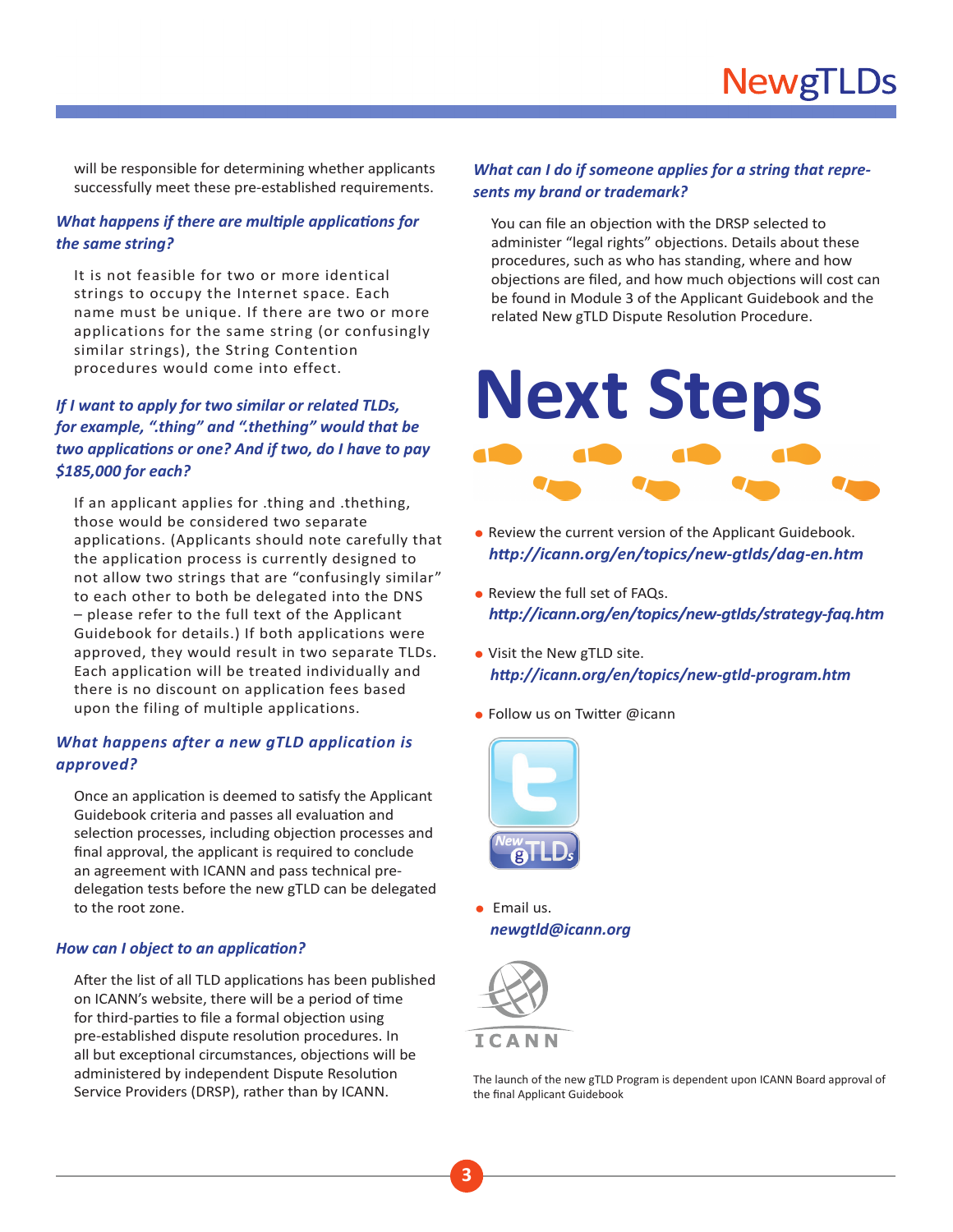will be responsible for determining whether applicants successfully meet these pre-established requirements.

### *What happens if there are multiple applications for the same string?*

It is not feasible for two or more identical strings to occupy the Internet space. Each name must be unique. If there are two or more applications for the same string (or confusingly similar strings), the String Contention procedures would come into effect.

### *If I want to apply for two similar or related TLDs, for example, ".thing" and ".thething" would that be two applications or one? And if two, do I have to pay $185,000 for each?*

If an applicant applies for .thing and .thething, those would be considered two separate applications. (Applicants should note carefully that the application process is currently designed to not allow two strings that are "confusingly similar" to each other to both be delegated into the DNS – please refer to the full text of the Applicant Guidebook for details.) If both applications were approved, they would result in two separate TLDs. Each application will be treated individually and there is no discount on application fees based upon the filing of multiple applications.

### *What happens after a new gTLD application is approved?*

Once an application is deemed to satisfy the Applicant Guidebook criteria and passes all evaluation and selection processes, including objection processes and final approval, the applicant is required to conclude an agreement with ICANN and pass technical pre-delegation tests before the new gTLD can be delegated to the root zone.

### *How can I object to an application?*

After the list of all TLD applications has been published on ICANN's website, there will be a period of time for third-parties to file a formal objection using pre-established dispute resolution procedures. In all but exceptional circumstances, objections will be administered by independent Dispute Resolution Service Providers (DRSP), rather than by ICANN.

### *What can I do if someone applies for a string that represents my brand or trademark?*

You can file an objection with the DRSP selected to administer "legal rights" objections. Details about these procedures, such as who has standing, where and how objections are filed, and how much objections will cost can be found in Module 3 of the Applicant Guidebook and the related New gTLD Dispute Resolution Procedure.

# Next Steps

- Review the current version of the Applicant Guidebook.
  ***http://icann.org/en/topics/new-gtlds/dag-en.htm***
- Review the full set of FAQs.
  ***http://icann.org/en/topics/new-gtlds/strategy-faq.htm***
- Visit the New gTLD site.
  ***http://icann.org/en/topics/new-gtld-program.htm***
- Follow us on Twitter @icann
- Email us.
  ***newgtld@icann.org***

The launch of the new gTLD Program is dependent upon ICANN Board approval of the final Applicant Guidebook